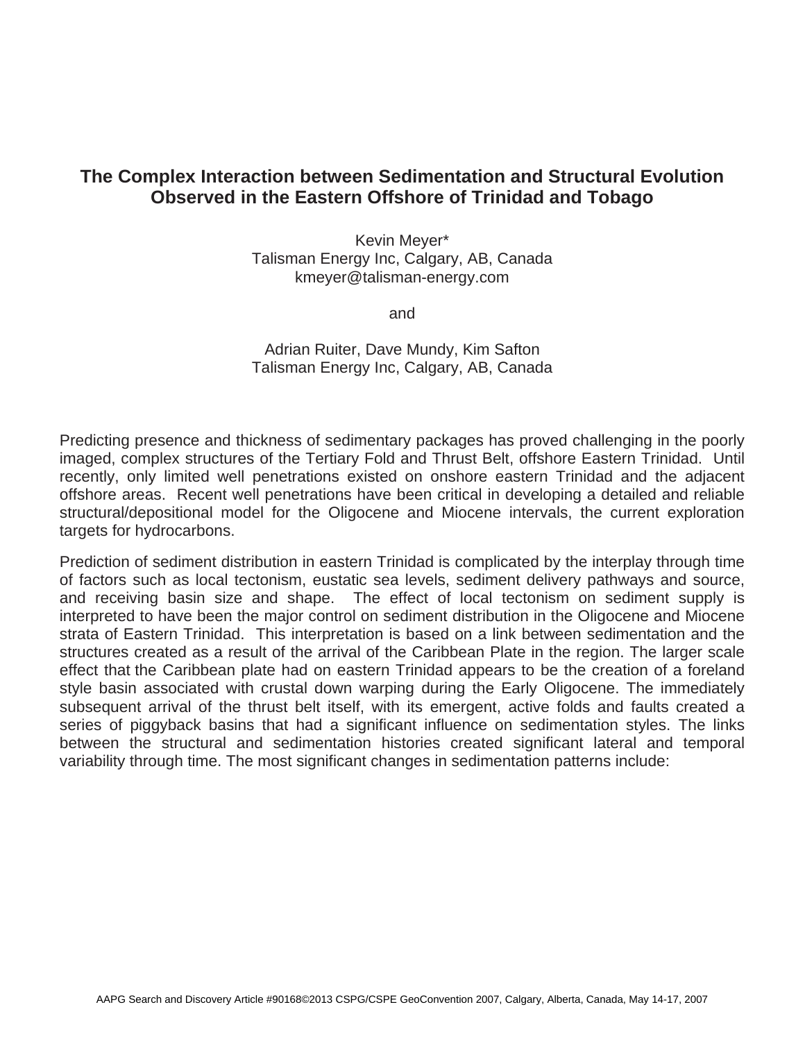# The Complex Interaction between Sedimentation and Structural Evolution Observed in the Eastern Offshore of Trinidad and Tobago

Kevin Meyer*
Talisman Energy Inc, Calgary, AB, Canada
kmeyer@talisman-energy.com

and

Adrian Ruiter, Dave Mundy, Kim Safton
Talisman Energy Inc, Calgary, AB, Canada

Predicting presence and thickness of sedimentary packages has proved challenging in the poorly imaged, complex structures of the Tertiary Fold and Thrust Belt, offshore Eastern Trinidad. Until recently, only limited well penetrations existed on onshore eastern Trinidad and the adjacent offshore areas. Recent well penetrations have been critical in developing a detailed and reliable structural/depositional model for the Oligocene and Miocene intervals, the current exploration targets for hydrocarbons.

Prediction of sediment distribution in eastern Trinidad is complicated by the interplay through time of factors such as local tectonism, eustatic sea levels, sediment delivery pathways and source, and receiving basin size and shape. The effect of local tectonism on sediment supply is interpreted to have been the major control on sediment distribution in the Oligocene and Miocene strata of Eastern Trinidad. This interpretation is based on a link between sedimentation and the structures created as a result of the arrival of the Caribbean Plate in the region. The larger scale effect that the Caribbean plate had on eastern Trinidad appears to be the creation of a foreland style basin associated with crustal down warping during the Early Oligocene. The immediately subsequent arrival of the thrust belt itself, with its emergent, active folds and faults created a series of piggyback basins that had a significant influence on sedimentation styles. The links between the structural and sedimentation histories created significant lateral and temporal variability through time. The most significant changes in sedimentation patterns include: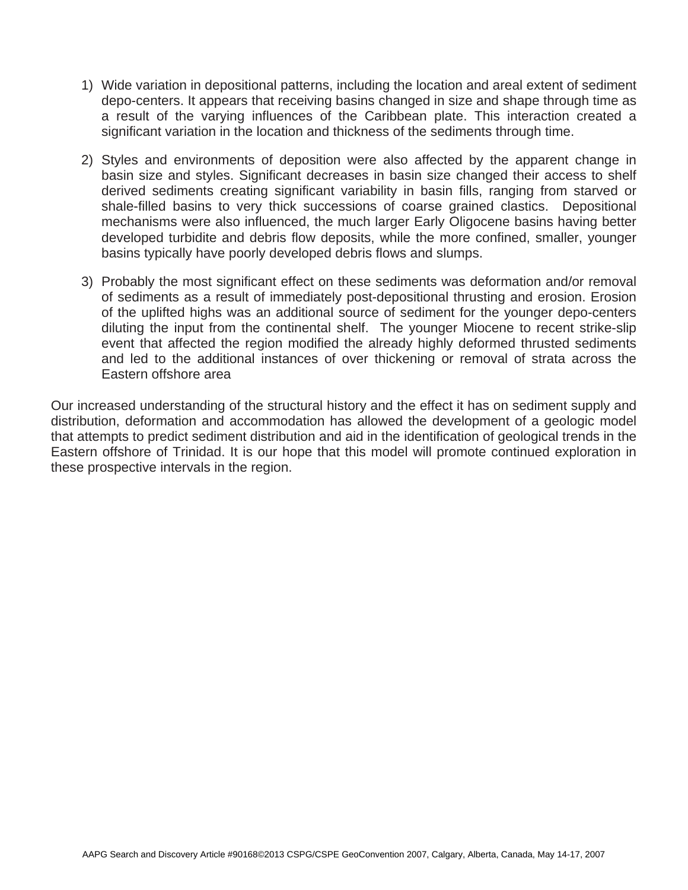1) Wide variation in depositional patterns, including the location and areal extent of sediment depo-centers. It appears that receiving basins changed in size and shape through time as a result of the varying influences of the Caribbean plate. This interaction created a significant variation in the location and thickness of the sediments through time.

2) Styles and environments of deposition were also affected by the apparent change in basin size and styles. Significant decreases in basin size changed their access to shelf derived sediments creating significant variability in basin fills, ranging from starved or shale-filled basins to very thick successions of coarse grained clastics. Depositional mechanisms were also influenced, the much larger Early Oligocene basins having better developed turbidite and debris flow deposits, while the more confined, smaller, younger basins typically have poorly developed debris flows and slumps.

3) Probably the most significant effect on these sediments was deformation and/or removal of sediments as a result of immediately post-depositional thrusting and erosion. Erosion of the uplifted highs was an additional source of sediment for the younger depo-centers diluting the input from the continental shelf. The younger Miocene to recent strike-slip event that affected the region modified the already highly deformed thrusted sediments and led to the additional instances of over thickening or removal of strata across the Eastern offshore area

Our increased understanding of the structural history and the effect it has on sediment supply and distribution, deformation and accommodation has allowed the development of a geologic model that attempts to predict sediment distribution and aid in the identification of geological trends in the Eastern offshore of Trinidad. It is our hope that this model will promote continued exploration in these prospective intervals in the region.